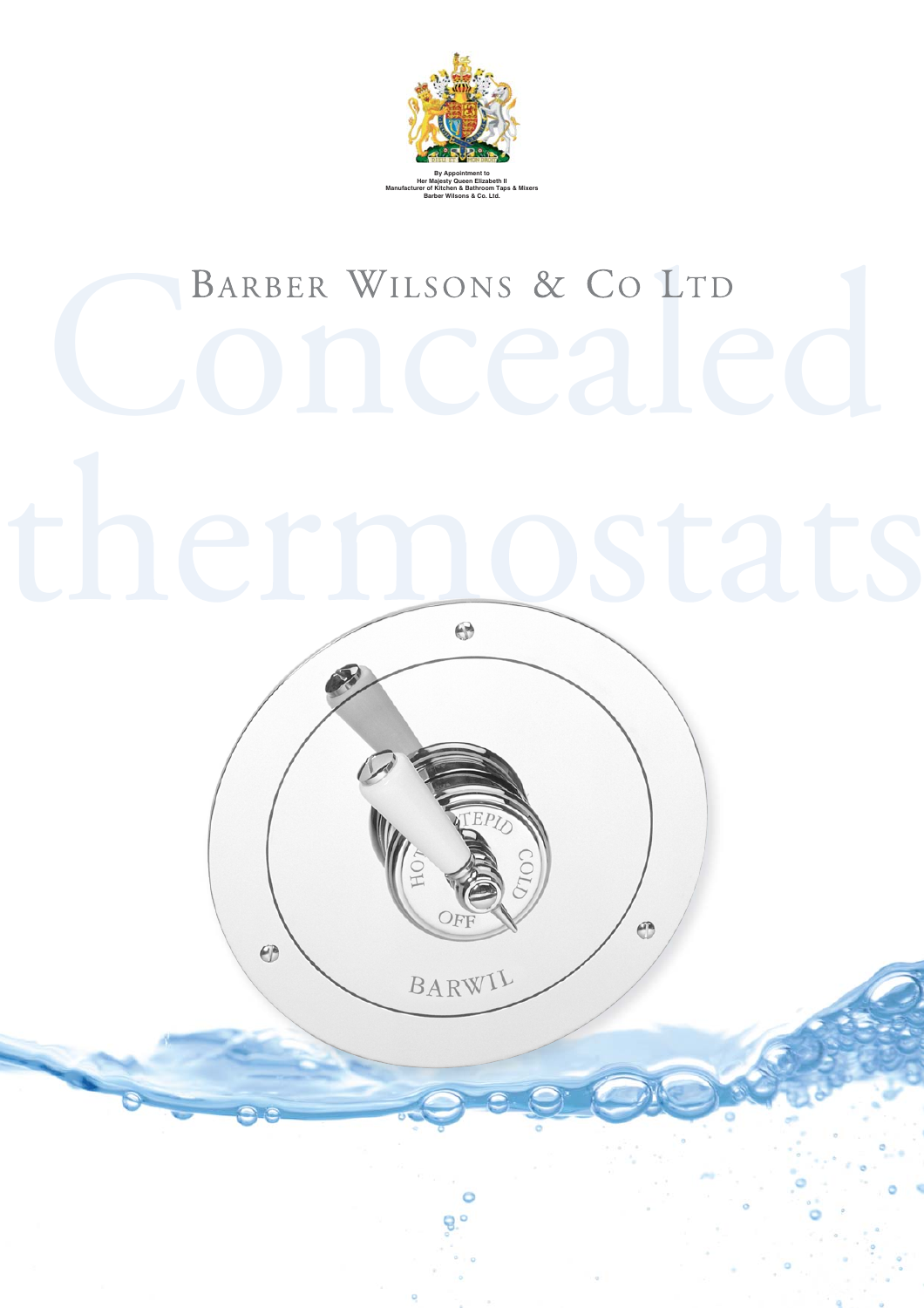By Appointment to
Her Majesty Queen Elizabeth II
Manufacturer of Kitchen & Bathroom Taps & Mixers
Barber Wilsons & Co. Ltd.

# Barber Wilsons & Co Ltd

# Concealed thermostats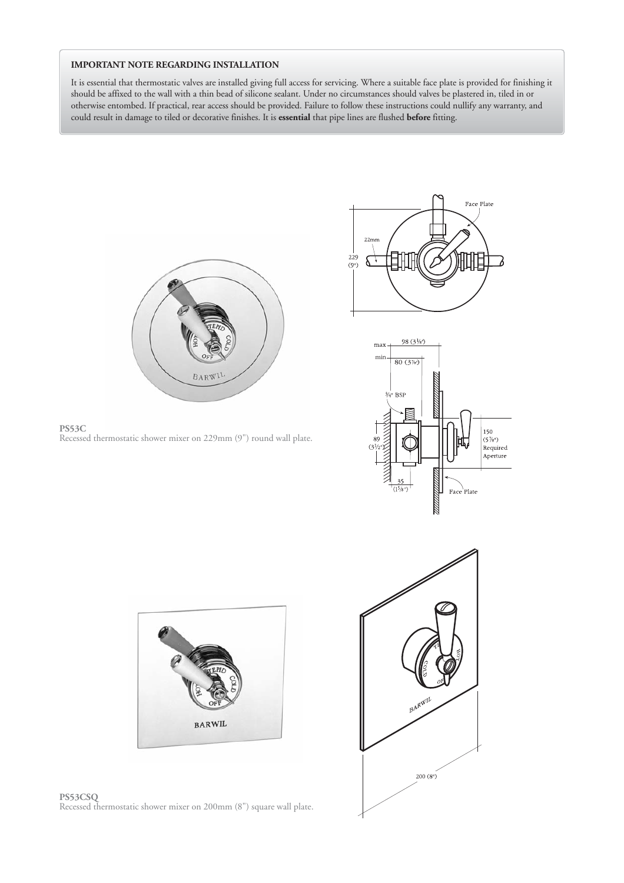**IMPORTANT NOTE REGARDING INSTALLATION**

It is essential that thermostatic valves are installed giving full access for servicing. Where a suitable face plate is provided for finishing it should be affixed to the wall with a thin bead of silicone sealant. Under no circumstances should valves be plastered in, tiled in or otherwise entombed. If practical, rear access should be provided. Failure to follow these instructions could nullify any warranty, and could result in damage to tiled or decorative finishes. It is **essential** that pipe lines are flushed **before** fitting.

**PS53C**
Recessed thermostatic shower mixer on 229mm (9") round wall plate.

**PS53CSQ**
Recessed thermostatic shower mixer on 200mm (8") square wall plate.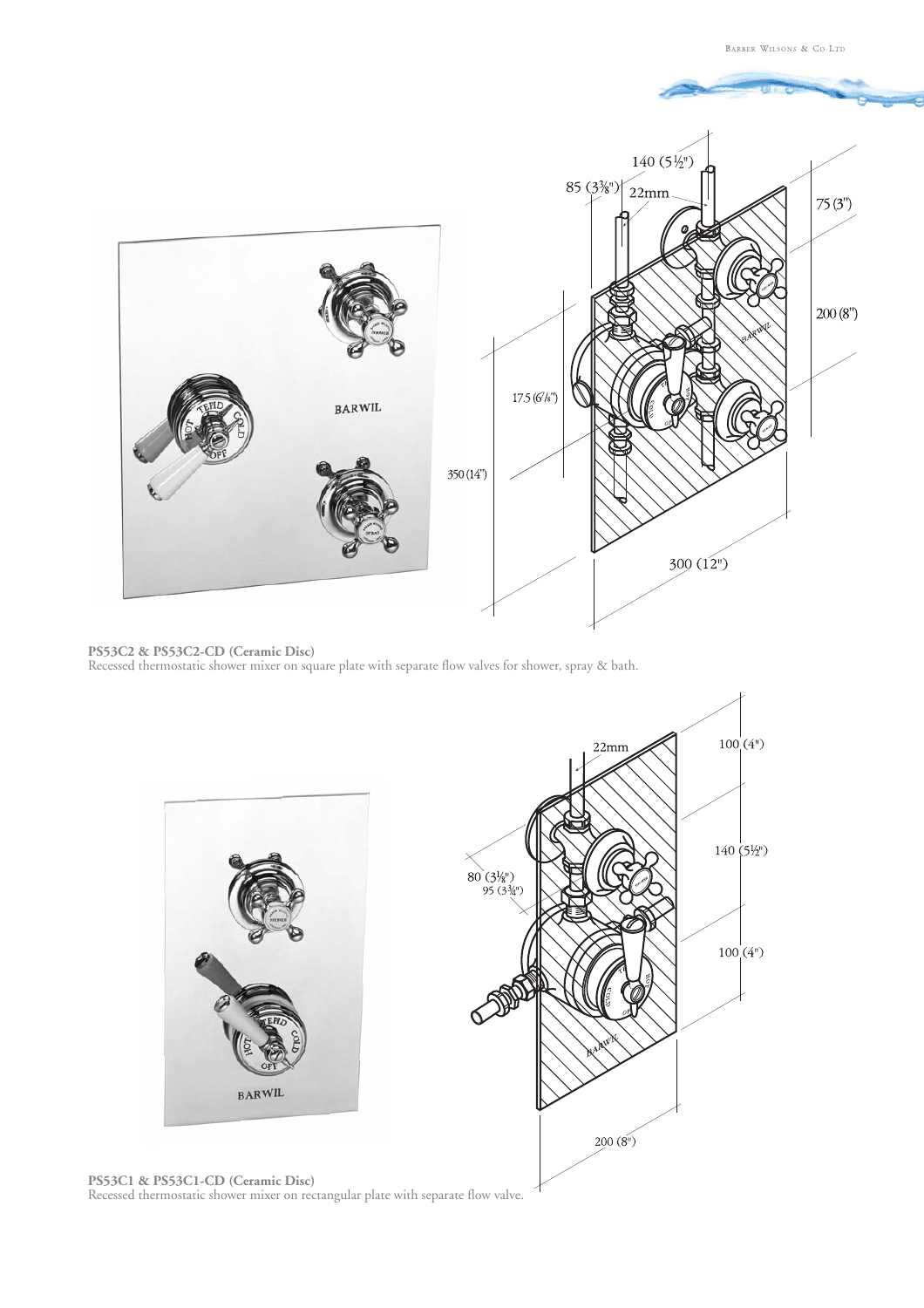**PS53C2 & PS53C2-CD (Ceramic Disc)**
Recessed thermostatic shower mixer on square plate with separate flow valves for shower, spray & bath.

**PS53C1 & PS53C1-CD (Ceramic Disc)**
Recessed thermostatic shower mixer on rectangular plate with separate flow valve.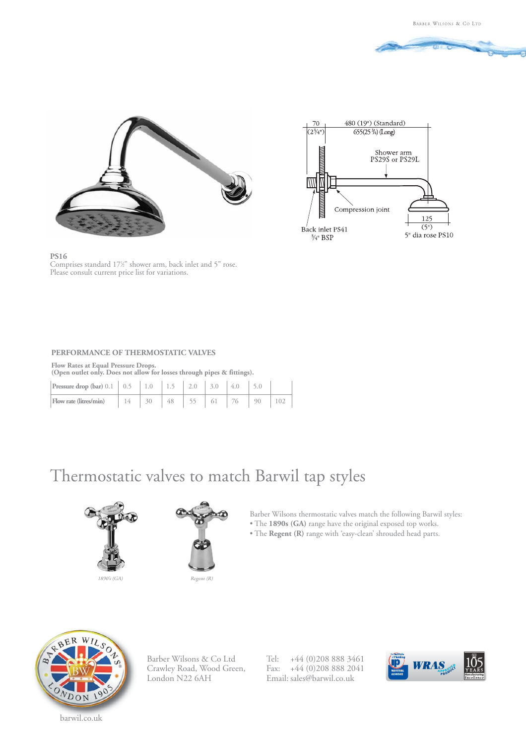70
(2¾")
480 (19") (Standard)
655(25 ¾) (Long)
Shower arm
PS29S or PS29L
Compression joint
125
(5")
Back inlet PS41
¾" BSP
5" dia rose PS10

**PS16**
Comprises standard 17½" shower arm, back inlet and 5" rose.
Please consult current price list for variations.

**PERFORMANCE OF THERMOSTATIC VALVES**

**Flow Rates at Equal Pressure Drops.**
**(Open outlet only. Does not allow for losses through pipes & fittings).**

| **Pressure drop (bar)** 0.1 | 0.5 | 1.0 | 1.5 | 2.0 | 3.0 | 4.0 | 5.0 | |
|---|---|---|---|---|---|---|---|---|
| **Flow rate (litres/min)** | 14 | 30 | 48 | 55 | 61 | 76 | 90 | 102 |

# Thermostatic valves to match Barwil tap styles

*1890's (GA)*

*Regent (R)*

Barber Wilsons thermostatic valves match the following Barwil styles:
- The **1890s (GA)** range have the original exposed top works.
- The **Regent (R)** range with 'easy-clean' shrouded head parts.

barwil.co.uk

Barber Wilsons & Co Ltd
Crawley Road, Wood Green,
London N22 6AH

Tel: +44 (0)208 888 3461
Fax: +44 (0)208 888 2041
Email: sales@barwil.co.uk